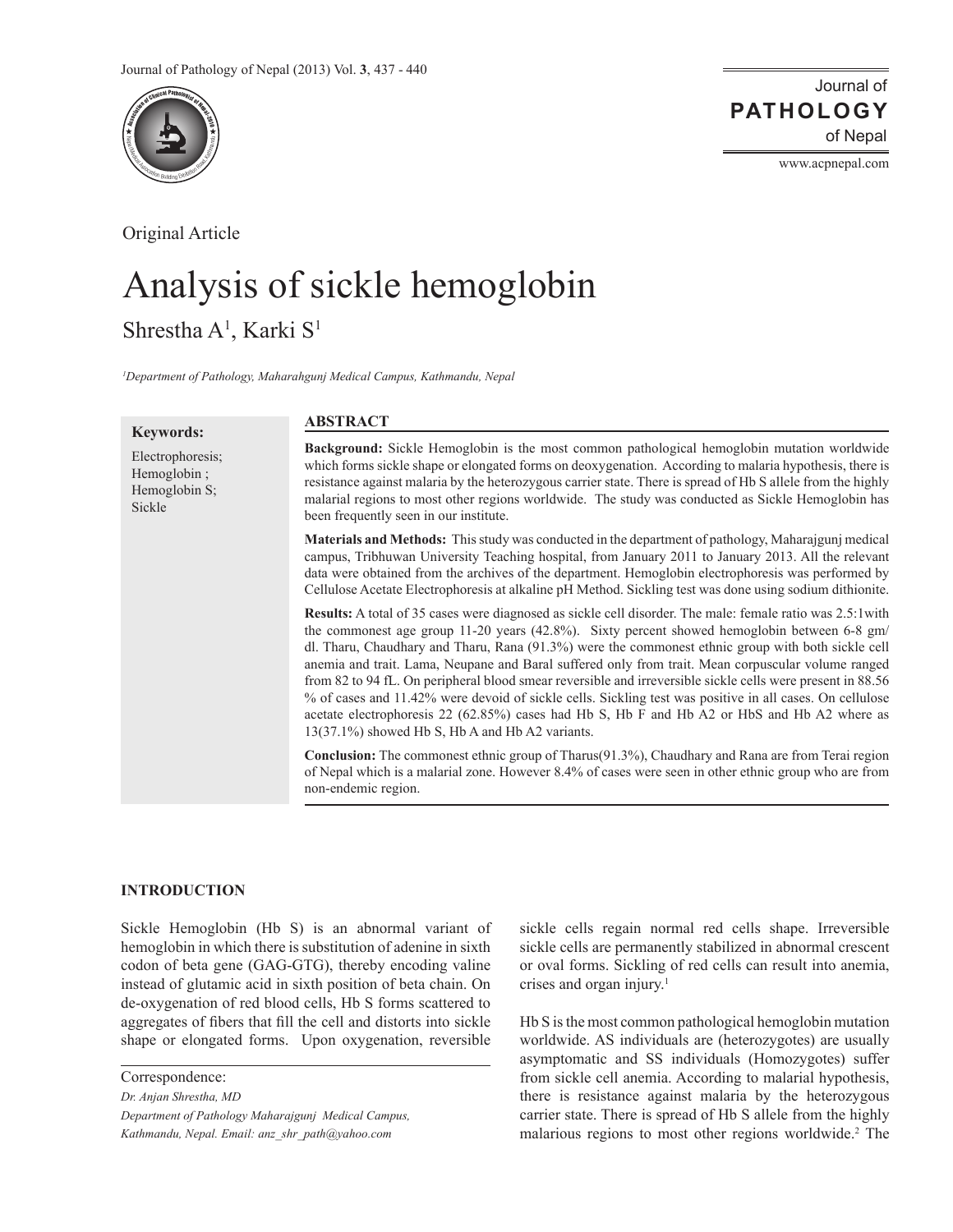Original Article

# Analysis of sickle hemoglobin

Shrestha A[1], Karki S[1]

[1]Department of Pathology, Maharahgunj Medical Campus, Kathmandu, Nepal

**Keywords:**

Electrophoresis; Hemoglobin ; Hemoglobin S; Sickle

## ABSTRACT

**Background:** Sickle Hemoglobin is the most common pathological hemoglobin mutation worldwide which forms sickle shape or elongated forms on deoxygenation. According to malaria hypothesis, there is resistance against malaria by the heterozygous carrier state. There is spread of Hb S allele from the highly malarial regions to most other regions worldwide. The study was conducted as Sickle Hemoglobin has been frequently seen in our institute.

**Materials and Methods:** This study was conducted in the department of pathology, Maharajgunj medical campus, Tribhuwan University Teaching hospital, from January 2011 to January 2013. All the relevant data were obtained from the archives of the department. Hemoglobin electrophoresis was performed by Cellulose Acetate Electrophoresis at alkaline pH Method. Sickling test was done using sodium dithionite.

**Results:** A total of 35 cases were diagnosed as sickle cell disorder. The male: female ratio was 2.5:1with the commonest age group 11-20 years (42.8%). Sixty percent showed hemoglobin between 6-8 gm/dl. Tharu, Chaudhary and Tharu, Rana (91.3%) were the commonest ethnic group with both sickle cell anemia and trait. Lama, Neupane and Baral suffered only from trait. Mean corpuscular volume ranged from 82 to 94 fL. On peripheral blood smear reversible and irreversible sickle cells were present in 88.56 % of cases and 11.42% were devoid of sickle cells. Sickling test was positive in all cases. On cellulose acetate electrophoresis 22 (62.85%) cases had Hb S, Hb F and Hb A2 or HbS and Hb A2 where as 13(37.1%) showed Hb S, Hb A and Hb A2 variants.

**Conclusion:** The commonest ethnic group of Tharus(91.3%), Chaudhary and Rana are from Terai region of Nepal which is a malarial zone. However 8.4% of cases were seen in other ethnic group who are from non-endemic region.

## INTRODUCTION

Sickle Hemoglobin (Hb S) is an abnormal variant of hemoglobin in which there is substitution of adenine in sixth codon of beta gene (GAG-GTG), thereby encoding valine instead of glutamic acid in sixth position of beta chain. On de-oxygenation of red blood cells, Hb S forms scattered to aggregates of fibers that fill the cell and distorts into sickle shape or elongated forms. Upon oxygenation, reversible sickle cells regain normal red cells shape. Irreversible sickle cells are permanently stabilized in abnormal crescent or oval forms. Sickling of red cells can result into anemia, crises and organ injury.[1]

Hb S is the most common pathological hemoglobin mutation worldwide. AS individuals are (heterozygotes) are usually asymptomatic and SS individuals (Homozygotes) suffer from sickle cell anemia. According to malarial hypothesis, there is resistance against malaria by the heterozygous carrier state. There is spread of Hb S allele from the highly malarious regions to most other regions worldwide.[2] The

Correspondence:

*Dr. Anjan Shrestha, MD*

*Department of Pathology Maharajgunj Medical Campus, Kathmandu, Nepal. Email: anz_shr_path@yahoo.com*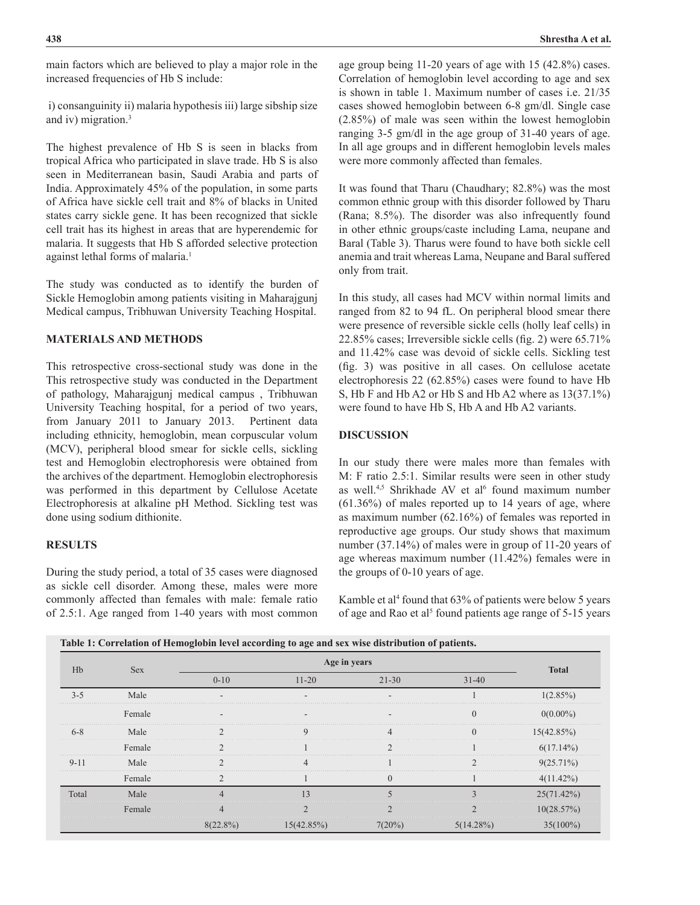main factors which are believed to play a major role in the increased frequencies of Hb S include:

i) consanguinity ii) malaria hypothesis iii) large sibship size and iv) migration.[3]

The highest prevalence of Hb S is seen in blacks from tropical Africa who participated in slave trade. Hb S is also seen in Mediterranean basin, Saudi Arabia and parts of India. Approximately 45% of the population, in some parts of Africa have sickle cell trait and 8% of blacks in United states carry sickle gene. It has been recognized that sickle cell trait has its highest in areas that are hyperendemic for malaria. It suggests that Hb S afforded selective protection against lethal forms of malaria.[1]

The study was conducted as to identify the burden of Sickle Hemoglobin among patients visiting in Maharajgunj Medical campus, Tribhuwan University Teaching Hospital.

## MATERIALS AND METHODS

This retrospective cross-sectional study was done in the This retrospective study was conducted in the Department of pathology, Maharajgunj medical campus , Tribhuwan University Teaching hospital, for a period of two years, from January 2011 to January 2013. Pertinent data including ethnicity, hemoglobin, mean corpuscular volum (MCV), peripheral blood smear for sickle cells, sickling test and Hemoglobin electrophoresis were obtained from the archives of the department. Hemoglobin electrophoresis was performed in this department by Cellulose Acetate Electrophoresis at alkaline pH Method. Sickling test was done using sodium dithionite.

## RESULTS

During the study period, a total of 35 cases were diagnosed as sickle cell disorder. Among these, males were more commonly affected than females with male: female ratio of 2.5:1. Age ranged from 1-40 years with most common age group being 11-20 years of age with 15 (42.8%) cases. Correlation of hemoglobin level according to age and sex is shown in table 1. Maximum number of cases i.e. 21/35 cases showed hemoglobin between 6-8 gm/dl. Single case (2.85%) of male was seen within the lowest hemoglobin ranging 3-5 gm/dl in the age group of 31-40 years of age. In all age groups and in different hemoglobin levels males were more commonly affected than females.

It was found that Tharu (Chaudhary; 82.8%) was the most common ethnic group with this disorder followed by Tharu (Rana; 8.5%). The disorder was also infrequently found in other ethnic groups/caste including Lama, neupane and Baral (Table 3). Tharus were found to have both sickle cell anemia and trait whereas Lama, Neupane and Baral suffered only from trait.

In this study, all cases had MCV within normal limits and ranged from 82 to 94 fL. On peripheral blood smear there were presence of reversible sickle cells (holly leaf cells) in 22.85% cases; Irreversible sickle cells (fig. 2) were 65.71% and 11.42% case was devoid of sickle cells. Sickling test (fig. 3) was positive in all cases. On cellulose acetate electrophoresis 22 (62.85%) cases were found to have Hb S, Hb F and Hb A2 or Hb S and Hb A2 where as 13(37.1%) were found to have Hb S, Hb A and Hb A2 variants.

## DISCUSSION

In our study there were males more than females with M: F ratio 2.5:1. Similar results were seen in other study as well.[4,5] Shrikhade AV et al[6] found maximum number (61.36%) of males reported up to 14 years of age, where as maximum number (62.16%) of females was reported in reproductive age groups. Our study shows that maximum number (37.14%) of males were in group of 11-20 years of age whereas maximum number (11.42%) females were in the groups of 0-10 years of age.

Kamble et al[4] found that 63% of patients were below 5 years of age and Rao et al[5] found patients age range of 5-15 years

**Table 1: Correlation of Hemoglobin level according to age and sex wise distribution of patients.**

| Hb | Sex | Age in years | | | | Total |
|---|---|---|---|---|---|---|
| | | 0-10 | 11-20 | 21-30 | 31-40 | |
| 3-5 | Male | - | - | - | 1 | 1(2.85%) |
| | Female | - | - | - | 0 | 0(0.00%) |
| 6-8 | Male | 2 | 9 | 4 | 0 | 15(42.85%) |
| | Female | 2 | 1 | 2 | 1 | 6(17.14%) |
| 9-11 | Male | 2 | 4 | 1 | 2 | 9(25.71%) |
| | Female | 2 | 1 | 0 | 1 | 4(11.42%) |
| Total | Male | 4 | 13 | 5 | 3 | 25(71.42%) |
| | Female | 4 | 2 | 2 | 2 | 10(28.57%) |
| | | 8(22.8%) | 15(42.85%) | 7(20%) | 5(14.28%) | 35(100%) |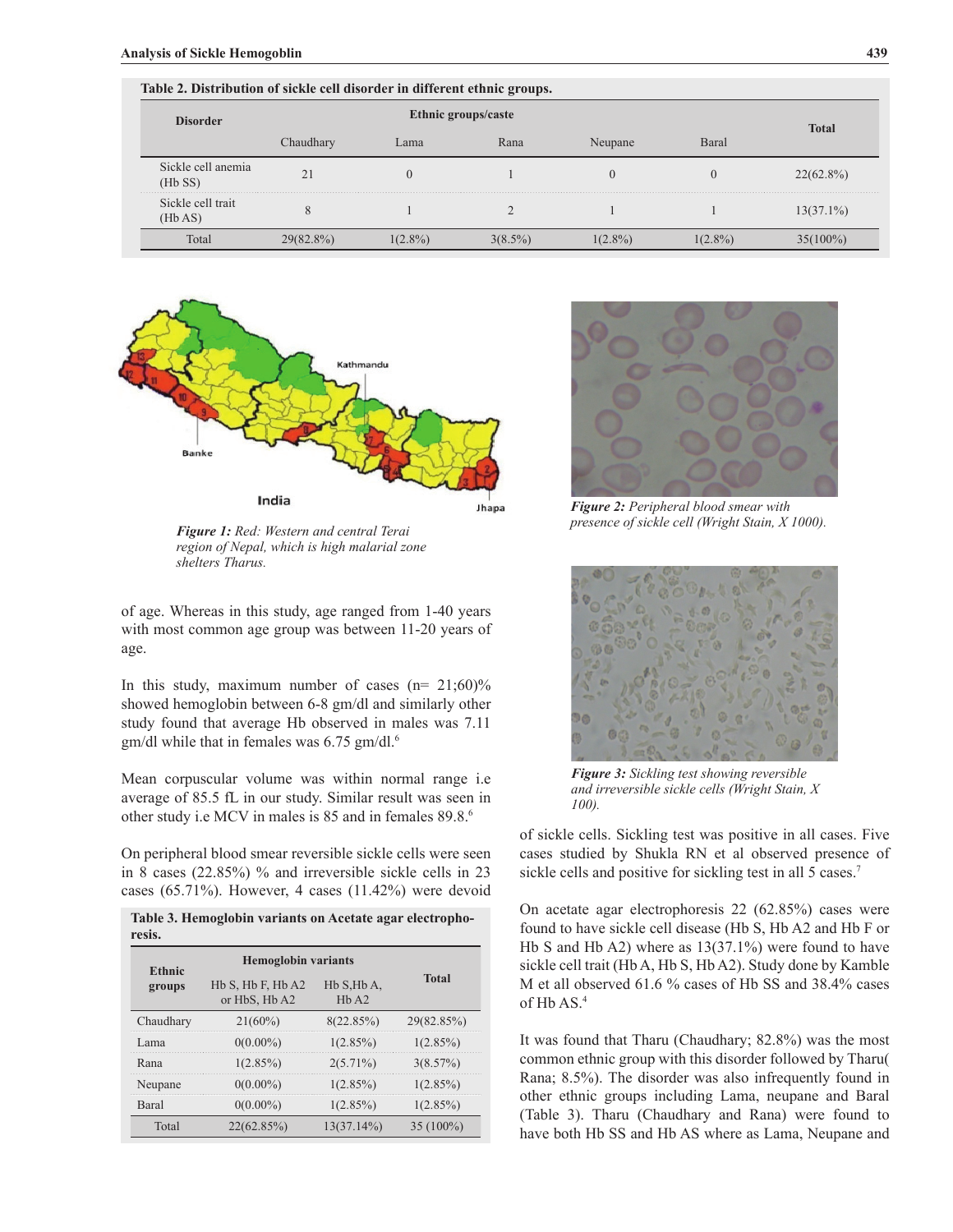**Table 2. Distribution of sickle cell disorder in different ethnic groups.**

| Disorder | Ethnic groups/caste | | | | | Total |
|---|---|---|---|---|---|---|
| | Chaudhary | Lama | Rana | Neupane | Baral | |
| Sickle cell anemia (Hb SS) | 21 | 0 | 1 | 0 | 0 | 22(62.8%) |
| Sickle cell trait (Hb AS) | 8 | 1 | 2 | 1 | 1 | 13(37.1%) |
| Total | 29(82.8%) | 1(2.8%) | 3(8.5%) | 1(2.8%) | 1(2.8%) | 35(100%) |

Kathmandu

Banke

India

Jhapa

*Figure 1: Red: Western and central Terai region of Nepal, which is high malarial zone shelters Tharus.*

*Figure 2: Peripheral blood smear with presence of sickle cell (Wright Stain, X 1000).*

*Figure 3: Sickling test showing reversible and irreversible sickle cells (Wright Stain, X 100).*

of age. Whereas in this study, age ranged from 1-40 years with most common age group was between 11-20 years of age.

In this study, maximum number of cases (n= 21;60)% showed hemoglobin between 6-8 gm/dl and similarly other study found that average Hb observed in males was 7.11 gm/dl while that in females was 6.75 gm/dl.[6]

Mean corpuscular volume was within normal range i.e average of 85.5 fL in our study. Similar result was seen in other study i.e MCV in males is 85 and in females 89.8.[6]

On peripheral blood smear reversible sickle cells were seen in 8 cases (22.85%) % and irreversible sickle cells in 23 cases (65.71%). However, 4 cases (11.42%) were devoid of sickle cells. Sickling test was positive in all cases. Five cases studied by Shukla RN et al observed presence of sickle cells and positive for sickling test in all 5 cases.[7]

**Table 3. Hemoglobin variants on Acetate agar electrophoresis.**

| Ethnic groups | Hemoglobin variants | | Total |
|---|---|---|---|
| | Hb S, Hb F, Hb A2 or HbS, Hb A2 | Hb S,Hb A, Hb A2 | |
| Chaudhary | 21(60%) | 8(22.85%) | 29(82.85%) |
| Lama | 0(0.00%) | 1(2.85%) | 1(2.85%) |
| Rana | 1(2.85%) | 2(5.71%) | 3(8.57%) |
| Neupane | 0(0.00%) | 1(2.85%) | 1(2.85%) |
| Baral | 0(0.00%) | 1(2.85%) | 1(2.85%) |
| Total | 22(62.85%) | 13(37.14%) | 35 (100%) |

On acetate agar electrophoresis 22 (62.85%) cases were found to have sickle cell disease (Hb S, Hb A2 and Hb F or Hb S and Hb A2) where as 13(37.1%) were found to have sickle cell trait (Hb A, Hb S, Hb A2). Study done by Kamble M et all observed 61.6 % cases of Hb SS and 38.4% cases of Hb AS.[4]

It was found that Tharu (Chaudhary; 82.8%) was the most common ethnic group with this disorder followed by Tharu( Rana; 8.5%). The disorder was also infrequently found in other ethnic groups including Lama, neupane and Baral (Table 3). Tharu (Chaudhary and Rana) were found to have both Hb SS and Hb AS where as Lama, Neupane and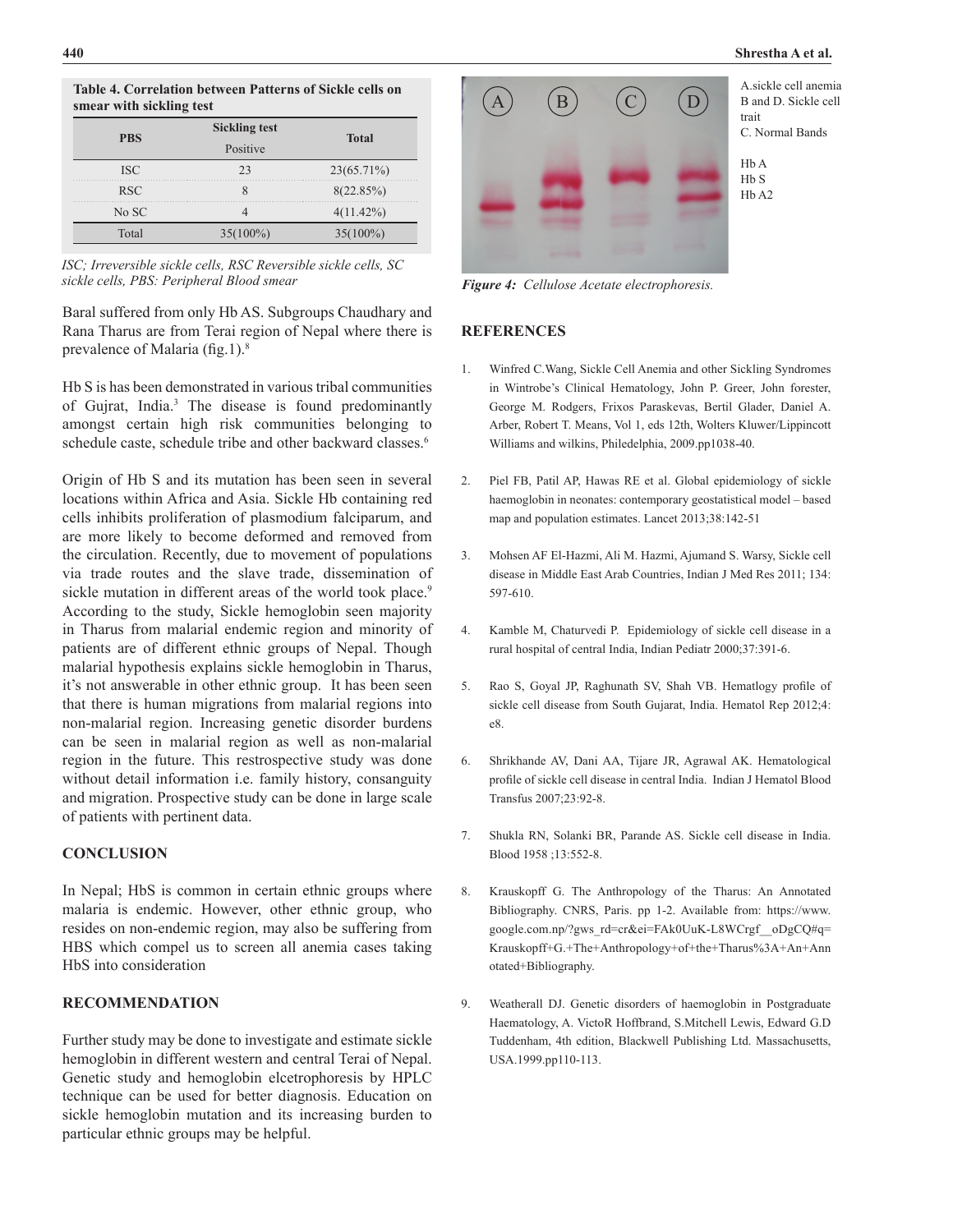**Table 4. Correlation between Patterns of Sickle cells on smear with sickling test**

| PBS | Sickling test | Total |
|---|---|---|
| | Positive | |
| ISC | 23 | 23(65.71%) |
| RSC | 8 | 8(22.85%) |
| No SC | 4 | 4(11.42%) |
| Total | 35(100%) | 35(100%) |

*ISC; Irreversible sickle cells, RSC Reversible sickle cells, SC sickle cells, PBS: Peripheral Blood smear*

Baral suffered from only Hb AS. Subgroups Chaudhary and Rana Tharus are from Terai region of Nepal where there is prevalence of Malaria (fig.1).[8]

Hb S is has been demonstrated in various tribal communities of Gujrat, India.[3] The disease is found predominantly amongst certain high risk communities belonging to schedule caste, schedule tribe and other backward classes.[6]

Origin of Hb S and its mutation has been seen in several locations within Africa and Asia. Sickle Hb containing red cells inhibits proliferation of plasmodium falciparum, and are more likely to become deformed and removed from the circulation. Recently, due to movement of populations via trade routes and the slave trade, dissemination of sickle mutation in different areas of the world took place.[9] According to the study, Sickle hemoglobin seen majority in Tharus from malarial endemic region and minority of patients are of different ethnic groups of Nepal. Though malarial hypothesis explains sickle hemoglobin in Tharus, it's not answerable in other ethnic group. It has been seen that there is human migrations from malarial regions into non-malarial region. Increasing genetic disorder burdens can be seen in malarial region as well as non-malarial region in the future. This restrospective study was done without detail information i.e. family history, consanguity and migration. Prospective study can be done in large scale of patients with pertinent data.

## CONCLUSION

In Nepal; HbS is common in certain ethnic groups where malaria is endemic. However, other ethnic group, who resides on non-endemic region, may also be suffering from HBS which compel us to screen all anemia cases taking HbS into consideration

## RECOMMENDATION

Further study may be done to investigate and estimate sickle hemoglobin in different western and central Terai of Nepal. Genetic study and hemoglobin elcetrophoresis by HPLC technique can be used for better diagnosis. Education on sickle hemoglobin mutation and its increasing burden to particular ethnic groups may be helpful.

A B C D

A.sickle cell anemia
B and D. Sickle cell trait
C. Normal Bands

Hb A
Hb S
Hb A2

*Figure 4: Cellulose Acetate electrophoresis.*

## REFERENCES

1. Winfred C.Wang, Sickle Cell Anemia and other Sickling Syndromes in Wintrobe's Clinical Hematology, John P. Greer, John forester, George M. Rodgers, Frixos Paraskevas, Bertil Glader, Daniel A. Arber, Robert T. Means, Vol 1, eds 12th, Wolters Kluwer/Lippincott Williams and wilkins, Philedelphia, 2009.pp1038-40.
2. Piel FB, Patil AP, Hawas RE et al. Global epidemiology of sickle haemoglobin in neonates: contemporary geostatistical model – based map and population estimates. Lancet 2013;38:142-51
3. Mohsen AF El-Hazmi, Ali M. Hazmi, Ajumand S. Warsy, Sickle cell disease in Middle East Arab Countries, Indian J Med Res 2011; 134: 597-610.
4. Kamble M, Chaturvedi P. Epidemiology of sickle cell disease in a rural hospital of central India, Indian Pediatr 2000;37:391-6.
5. Rao S, Goyal JP, Raghunath SV, Shah VB. Hematlogy profile of sickle cell disease from South Gujarat, India. Hematol Rep 2012;4: e8.
6. Shrikhande AV, Dani AA, Tijare JR, Agrawal AK. Hematological profile of sickle cell disease in central India. Indian J Hematol Blood Transfus 2007;23:92-8.
7. Shukla RN, Solanki BR, Parande AS. Sickle cell disease in India. Blood 1958 ;13:552-8.
8. Krauskopff G. The Anthropology of the Tharus: An Annotated Bibliography. CNRS, Paris. pp 1-2. Available from: https://www.google.com.np/?gws_rd=cr&ei=FAk0UuK-L8WCrgf__oDgCQ#q=Krauskopff+G.+The+Anthropology+of+the+Tharus%3A+An+Annotated+Bibliography.
9. Weatherall DJ. Genetic disorders of haemoglobin in Postgraduate Haematology, A. VictoR Hoffbrand, S.Mitchell Lewis, Edward G.D Tuddenham, 4th edition, Blackwell Publishing Ltd. Massachusetts, USA.1999.pp110-113.